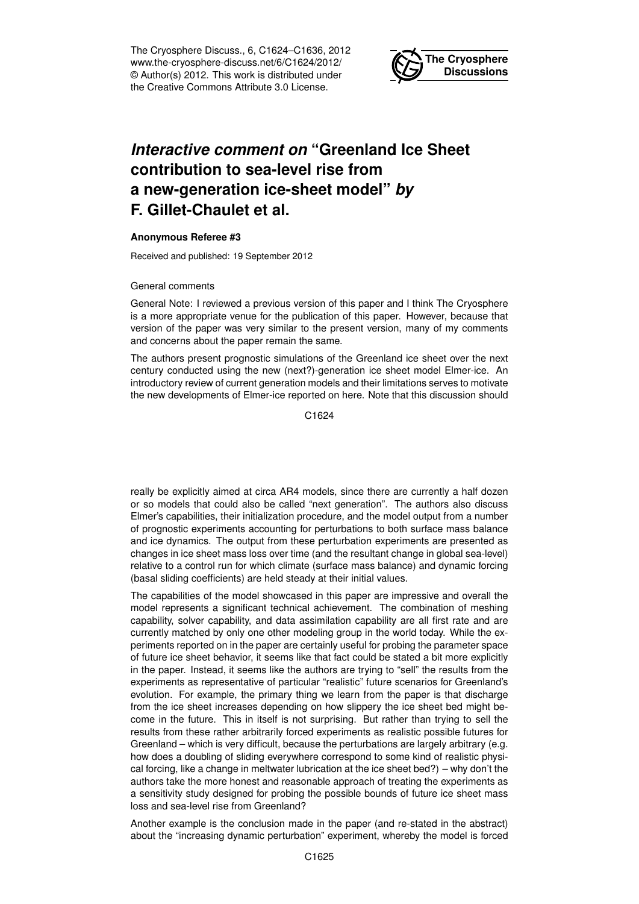The Cryosphere Discuss., 6, C1624–C1636, 2012
www.the-cryosphere-discuss.net/6/C1624/2012/
© Author(s) 2012. This work is distributed under the Creative Commons Attribute 3.0 License.

# *Interactive comment on* "Greenland Ice Sheet contribution to sea-level rise from a new-generation ice-sheet model" *by* F. Gillet-Chaulet et al.

**Anonymous Referee #3**

Received and published: 19 September 2012

General comments

General Note: I reviewed a previous version of this paper and I think The Cryosphere is a more appropriate venue for the publication of this paper. However, because that version of the paper was very similar to the present version, many of my comments and concerns about the paper remain the same.

The authors present prognostic simulations of the Greenland ice sheet over the next century conducted using the new (next?)-generation ice sheet model Elmer-ice. An introductory review of current generation models and their limitations serves to motivate the new developments of Elmer-ice reported on here. Note that this discussion should really be explicitly aimed at circa AR4 models, since there are currently a half dozen or so models that could also be called "next generation". The authors also discuss Elmer's capabilities, their initialization procedure, and the model output from a number of prognostic experiments accounting for perturbations to both surface mass balance and ice dynamics. The output from these perturbation experiments are presented as changes in ice sheet mass loss over time (and the resultant change in global sea-level) relative to a control run for which climate (surface mass balance) and dynamic forcing (basal sliding coefficients) are held steady at their initial values.

The capabilities of the model showcased in this paper are impressive and overall the model represents a significant technical achievement. The combination of meshing capability, solver capability, and data assimilation capability are all first rate and are currently matched by only one other modeling group in the world today. While the experiments reported on in the paper are certainly useful for probing the parameter space of future ice sheet behavior, it seems like that fact could be stated a bit more explicitly in the paper. Instead, it seems like the authors are trying to "sell" the results from the experiments as representative of particular "realistic" future scenarios for Greenland's evolution. For example, the primary thing we learn from the paper is that discharge from the ice sheet increases depending on how slippery the ice sheet bed might become in the future. This in itself is not surprising. But rather than trying to sell the results from these rather arbitrarily forced experiments as realistic possible futures for Greenland – which is very difficult, because the perturbations are largely arbitrary (e.g. how does a doubling of sliding everywhere correspond to some kind of realistic physical forcing, like a change in meltwater lubrication at the ice sheet bed?) – why don't the authors take the more honest and reasonable approach of treating the experiments as a sensitivity study designed for probing the possible bounds of future ice sheet mass loss and sea-level rise from Greenland?

Another example is the conclusion made in the paper (and re-stated in the abstract) about the "increasing dynamic perturbation" experiment, whereby the model is forced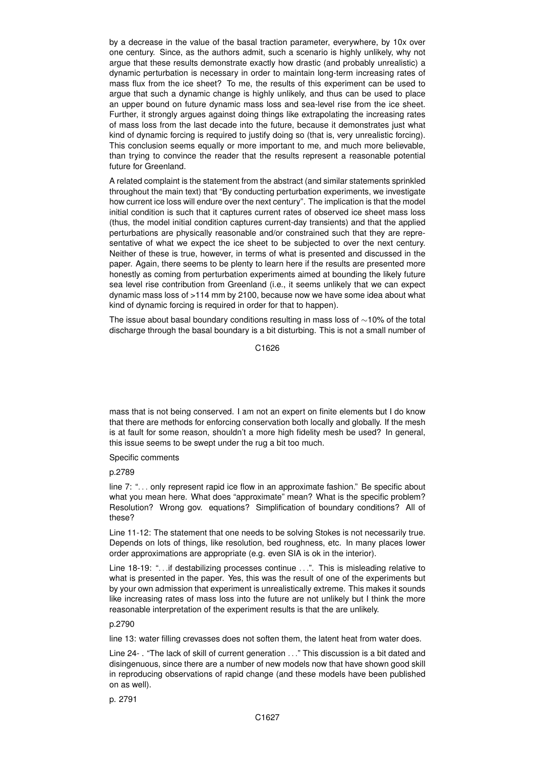by a decrease in the value of the basal traction parameter, everywhere, by 10x over one century. Since, as the authors admit, such a scenario is highly unlikely, why not argue that these results demonstrate exactly how drastic (and probably unrealistic) a dynamic perturbation is necessary in order to maintain long-term increasing rates of mass flux from the ice sheet? To me, the results of this experiment can be used to argue that such a dynamic change is highly unlikely, and thus can be used to place an upper bound on future dynamic mass loss and sea-level rise from the ice sheet. Further, it strongly argues against doing things like extrapolating the increasing rates of mass loss from the last decade into the future, because it demonstrates just what kind of dynamic forcing is required to justify doing so (that is, very unrealistic forcing). This conclusion seems equally or more important to me, and much more believable, than trying to convince the reader that the results represent a reasonable potential future for Greenland.

A related complaint is the statement from the abstract (and similar statements sprinkled throughout the main text) that "By conducting perturbation experiments, we investigate how current ice loss will endure over the next century". The implication is that the model initial condition is such that it captures current rates of observed ice sheet mass loss (thus, the model initial condition captures current-day transients) and that the applied perturbations are physically reasonable and/or constrained such that they are representative of what we expect the ice sheet to be subjected to over the next century. Neither of these is true, however, in terms of what is presented and discussed in the paper. Again, there seems to be plenty to learn here if the results are presented more honestly as coming from perturbation experiments aimed at bounding the likely future sea level rise contribution from Greenland (i.e., it seems unlikely that we can expect dynamic mass loss of >114 mm by 2100, because now we have some idea about what kind of dynamic forcing is required in order for that to happen).

The issue about basal boundary conditions resulting in mass loss of ∼10% of the total discharge through the basal boundary is a bit disturbing. This is not a small number of mass that is not being conserved. I am not an expert on finite elements but I do know that there are methods for enforcing conservation both locally and globally. If the mesh is at fault for some reason, shouldn't a more high fidelity mesh be used? In general, this issue seems to be swept under the rug a bit too much.

Specific comments

p.2789

line 7: ". . . only represent rapid ice flow in an approximate fashion." Be specific about what you mean here. What does "approximate" mean? What is the specific problem? Resolution? Wrong gov. equations? Simplification of boundary conditions? All of these?

Line 11-12: The statement that one needs to be solving Stokes is not necessarily true. Depends on lots of things, like resolution, bed roughness, etc. In many places lower order approximations are appropriate (e.g. even SIA is ok in the interior).

Line 18-19: ". . .if destabilizing processes continue . . .". This is misleading relative to what is presented in the paper. Yes, this was the result of one of the experiments but by your own admission that experiment is unrealistically extreme. This makes it sounds like increasing rates of mass loss into the future are not unlikely but I think the more reasonable interpretation of the experiment results is that the are unlikely.

p.2790

line 13: water filling crevasses does not soften them, the latent heat from water does.

Line 24- . "The lack of skill of current generation . . ." This discussion is a bit dated and disingenuous, since there are a number of new models now that have shown good skill in reproducing observations of rapid change (and these models have been published on as well).

p. 2791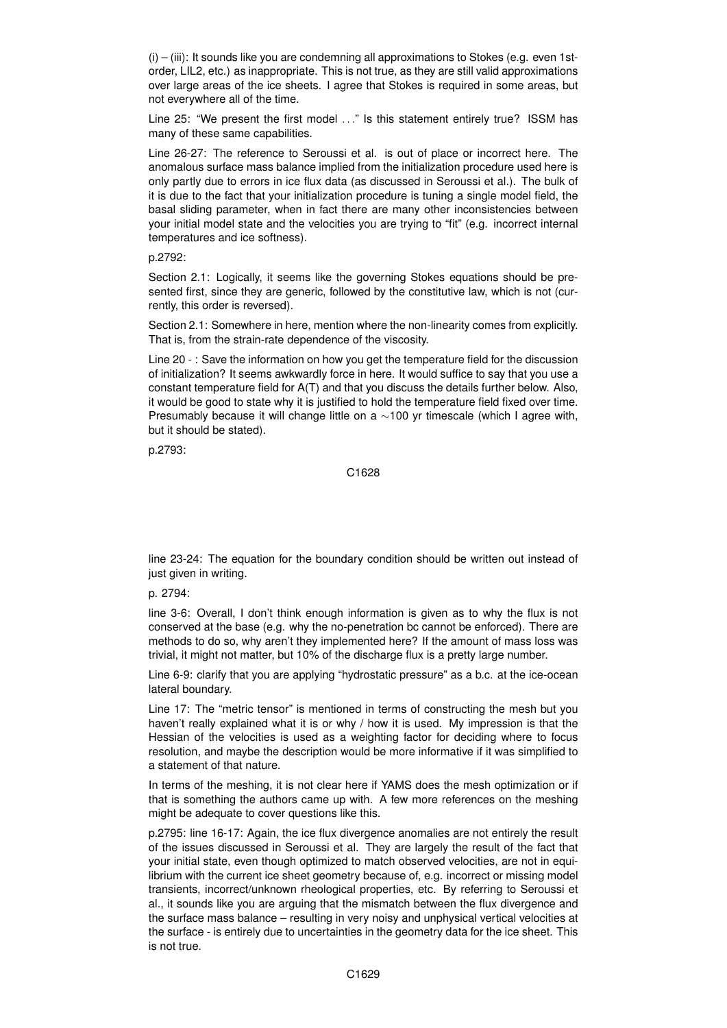(i) – (iii): It sounds like you are condemning all approximations to Stokes (e.g. even 1st-order, LIL2, etc.) as inappropriate. This is not true, as they are still valid approximations over large areas of the ice sheets. I agree that Stokes is required in some areas, but not everywhere all of the time.

Line 25: "We present the first model . . ." Is this statement entirely true? ISSM has many of these same capabilities.

Line 26-27: The reference to Seroussi et al. is out of place or incorrect here. The anomalous surface mass balance implied from the initialization procedure used here is only partly due to errors in ice flux data (as discussed in Seroussi et al.). The bulk of it is due to the fact that your initialization procedure is tuning a single model field, the basal sliding parameter, when in fact there are many other inconsistencies between your initial model state and the velocities you are trying to "fit" (e.g. incorrect internal temperatures and ice softness).

p.2792:

Section 2.1: Logically, it seems like the governing Stokes equations should be presented first, since they are generic, followed by the constitutive law, which is not (currently, this order is reversed).

Section 2.1: Somewhere in here, mention where the non-linearity comes from explicitly. That is, from the strain-rate dependence of the viscosity.

Line 20 - : Save the information on how you get the temperature field for the discussion of initialization? It seems awkwardly force in here. It would suffice to say that you use a constant temperature field for A(T) and that you discuss the details further below. Also, it would be good to state why it is justified to hold the temperature field fixed over time. Presumably because it will change little on a $\sim$100 yr timescale (which I agree with, but it should be stated).

p.2793:

line 23-24: The equation for the boundary condition should be written out instead of just given in writing.

p. 2794:

line 3-6: Overall, I don't think enough information is given as to why the flux is not conserved at the base (e.g. why the no-penetration bc cannot be enforced). There are methods to do so, why aren't they implemented here? If the amount of mass loss was trivial, it might not matter, but 10% of the discharge flux is a pretty large number.

Line 6-9: clarify that you are applying "hydrostatic pressure" as a b.c. at the ice-ocean lateral boundary.

Line 17: The "metric tensor" is mentioned in terms of constructing the mesh but you haven't really explained what it is or why / how it is used. My impression is that the Hessian of the velocities is used as a weighting factor for deciding where to focus resolution, and maybe the description would be more informative if it was simplified to a statement of that nature.

In terms of the meshing, it is not clear here if YAMS does the mesh optimization or if that is something the authors came up with. A few more references on the meshing might be adequate to cover questions like this.

p.2795: line 16-17: Again, the ice flux divergence anomalies are not entirely the result of the issues discussed in Seroussi et al. They are largely the result of the fact that your initial state, even though optimized to match observed velocities, are not in equilibrium with the current ice sheet geometry because of, e.g. incorrect or missing model transients, incorrect/unknown rheological properties, etc. By referring to Seroussi et al., it sounds like you are arguing that the mismatch between the flux divergence and the surface mass balance – resulting in very noisy and unphysical vertical velocities at the surface - is entirely due to uncertainties in the geometry data for the ice sheet. This is not true.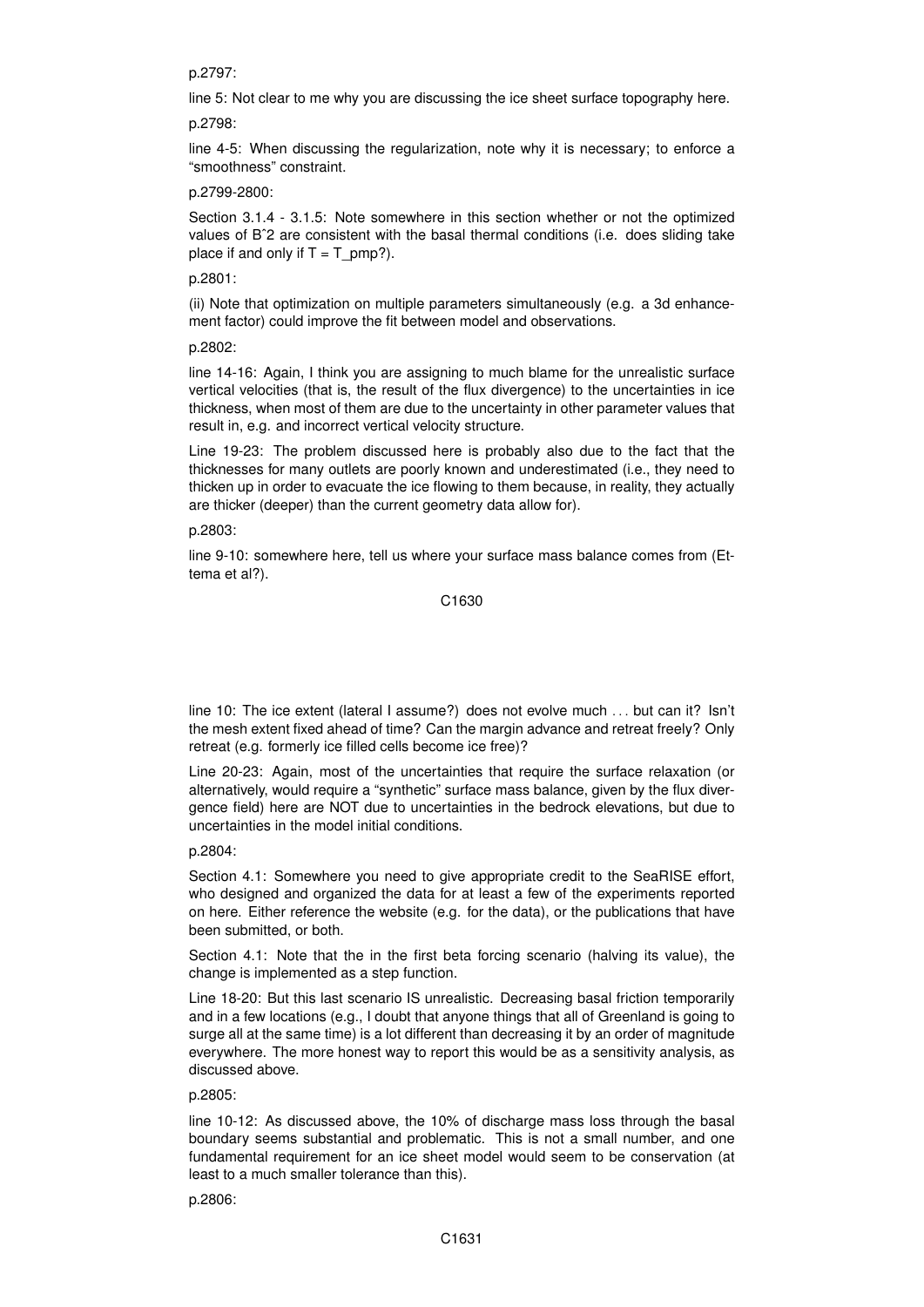p.2797:

line 5: Not clear to me why you are discussing the ice sheet surface topography here.

p.2798:

line 4-5: When discussing the regularization, note why it is necessary; to enforce a "smoothness" constraint.

p.2799-2800:

Section 3.1.4 - 3.1.5: Note somewhere in this section whether or not the optimized values of B^2 are consistent with the basal thermal conditions (i.e. does sliding take place if and only if T = T_pmp?).

p.2801:

(ii) Note that optimization on multiple parameters simultaneously (e.g. a 3d enhancement factor) could improve the fit between model and observations.

p.2802:

line 14-16: Again, I think you are assigning to much blame for the unrealistic surface vertical velocities (that is, the result of the flux divergence) to the uncertainties in ice thickness, when most of them are due to the uncertainty in other parameter values that result in, e.g. and incorrect vertical velocity structure.

Line 19-23: The problem discussed here is probably also due to the fact that the thicknesses for many outlets are poorly known and underestimated (i.e., they need to thicken up in order to evacuate the ice flowing to them because, in reality, they actually are thicker (deeper) than the current geometry data allow for).

p.2803:

line 9-10: somewhere here, tell us where your surface mass balance comes from (Ettema et al?).

line 10: The ice extent (lateral I assume?) does not evolve much . . . but can it? Isn't the mesh extent fixed ahead of time? Can the margin advance and retreat freely? Only retreat (e.g. formerly ice filled cells become ice free)?

Line 20-23: Again, most of the uncertainties that require the surface relaxation (or alternatively, would require a "synthetic" surface mass balance, given by the flux divergence field) here are NOT due to uncertainties in the bedrock elevations, but due to uncertainties in the model initial conditions.

p.2804:

Section 4.1: Somewhere you need to give appropriate credit to the SeaRISE effort, who designed and organized the data for at least a few of the experiments reported on here. Either reference the website (e.g. for the data), or the publications that have been submitted, or both.

Section 4.1: Note that the in the first beta forcing scenario (halving its value), the change is implemented as a step function.

Line 18-20: But this last scenario IS unrealistic. Decreasing basal friction temporarily and in a few locations (e.g., I doubt that anyone things that all of Greenland is going to surge all at the same time) is a lot different than decreasing it by an order of magnitude everywhere. The more honest way to report this would be as a sensitivity analysis, as discussed above.

p.2805:

line 10-12: As discussed above, the 10% of discharge mass loss through the basal boundary seems substantial and problematic. This is not a small number, and one fundamental requirement for an ice sheet model would seem to be conservation (at least to a much smaller tolerance than this).

p.2806: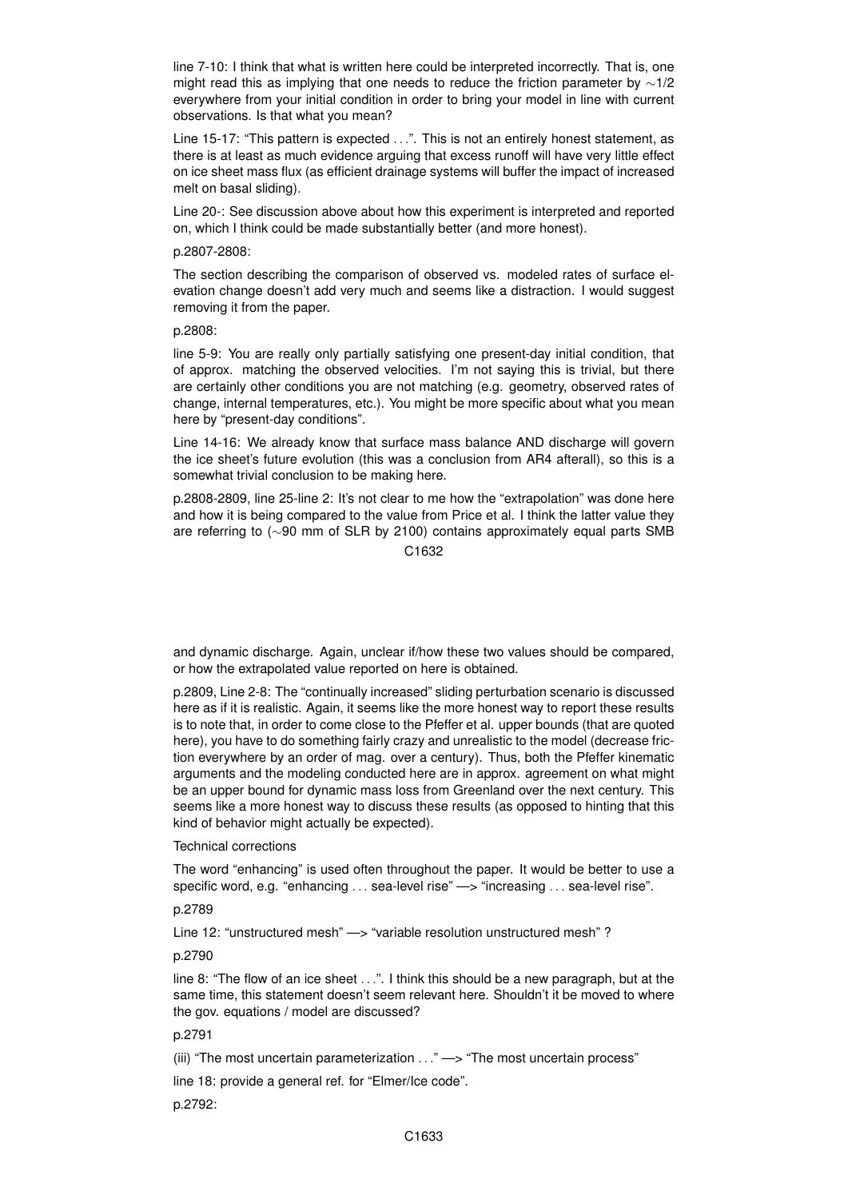line 7-10: I think that what is written here could be interpreted incorrectly. That is, one might read this as implying that one needs to reduce the friction parameter by ∼1/2 everywhere from your initial condition in order to bring your model in line with current observations. Is that what you mean?

Line 15-17: "This pattern is expected . . .". This is not an entirely honest statement, as there is at least as much evidence arguing that excess runoff will have very little effect on ice sheet mass flux (as efficient drainage systems will buffer the impact of increased melt on basal sliding).

Line 20-: See discussion above about how this experiment is interpreted and reported on, which I think could be made substantially better (and more honest).

p.2807-2808:

The section describing the comparison of observed vs. modeled rates of surface elevation change doesn't add very much and seems like a distraction. I would suggest removing it from the paper.

p.2808:

line 5-9: You are really only partially satisfying one present-day initial condition, that of approx. matching the observed velocities. I'm not saying this is trivial, but there are certainly other conditions you are not matching (e.g. geometry, observed rates of change, internal temperatures, etc.). You might be more specific about what you mean here by "present-day conditions".

Line 14-16: We already know that surface mass balance AND discharge will govern the ice sheet's future evolution (this was a conclusion from AR4 afterall), so this is a somewhat trivial conclusion to be making here.

p.2808-2809, line 25-line 2: It's not clear to me how the "extrapolation" was done here and how it is being compared to the value from Price et al. I think the latter value they are referring to (∼90 mm of SLR by 2100) contains approximately equal parts SMB and dynamic discharge. Again, unclear if/how these two values should be compared, or how the extrapolated value reported on here is obtained.

p.2809, Line 2-8: The "continually increased" sliding perturbation scenario is discussed here as if it is realistic. Again, it seems like the more honest way to report these results is to note that, in order to come close to the Pfeffer et al. upper bounds (that are quoted here), you have to do something fairly crazy and unrealistic to the model (decrease friction everywhere by an order of mag. over a century). Thus, both the Pfeffer kinematic arguments and the modeling conducted here are in approx. agreement on what might be an upper bound for dynamic mass loss from Greenland over the next century. This seems like a more honest way to discuss these results (as opposed to hinting that this kind of behavior might actually be expected).

Technical corrections

The word "enhancing" is used often throughout the paper. It would be better to use a specific word, e.g. "enhancing . . . sea-level rise" —> "increasing . . . sea-level rise".

p.2789

Line 12: "unstructured mesh" —> "variable resolution unstructured mesh" ?

p.2790

line 8: "The flow of an ice sheet . . .". I think this should be a new paragraph, but at the same time, this statement doesn't seem relevant here. Shouldn't it be moved to where the gov. equations / model are discussed?

p.2791

(iii) "The most uncertain parameterization . . ." —> "The most uncertain process"

line 18: provide a general ref. for "Elmer/Ice code".

p.2792: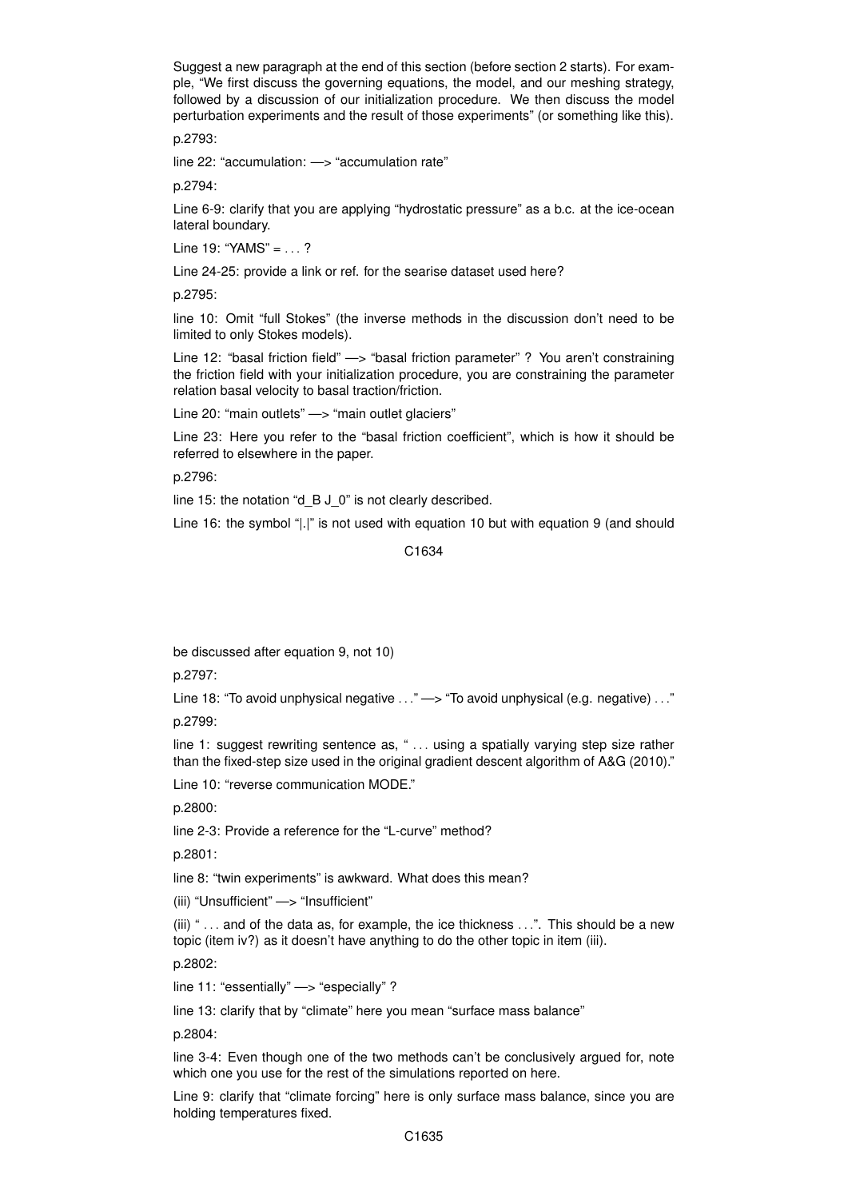Suggest a new paragraph at the end of this section (before section 2 starts). For example, "We first discuss the governing equations, the model, and our meshing strategy, followed by a discussion of our initialization procedure. We then discuss the model perturbation experiments and the result of those experiments" (or something like this).

p.2793:

line 22: "accumulation: —> "accumulation rate"

p.2794:

Line 6-9: clarify that you are applying "hydrostatic pressure" as a b.c. at the ice-ocean lateral boundary.

Line 19: "YAMS" = . . . ?

Line 24-25: provide a link or ref. for the searise dataset used here?

p.2795:

line 10: Omit "full Stokes" (the inverse methods in the discussion don't need to be limited to only Stokes models).

Line 12: "basal friction field" —> "basal friction parameter" ? You aren't constraining the friction field with your initialization procedure, you are constraining the parameter relation basal velocity to basal traction/friction.

Line 20: "main outlets" —> "main outlet glaciers"

Line 23: Here you refer to the "basal friction coefficient", which is how it should be referred to elsewhere in the paper.

p.2796:

line 15: the notation "d_B J_0" is not clearly described.

Line 16: the symbol "|.|" is not used with equation 10 but with equation 9 (and should be discussed after equation 9, not 10)

p.2797:

Line 18: "To avoid unphysical negative . . ." —> "To avoid unphysical (e.g. negative) . . ."

p.2799:

line 1: suggest rewriting sentence as, " . . . using a spatially varying step size rather than the fixed-step size used in the original gradient descent algorithm of A&G (2010)."

Line 10: "reverse communication MODE."

p.2800:

line 2-3: Provide a reference for the "L-curve" method?

p.2801:

line 8: "twin experiments" is awkward. What does this mean?

(iii) "Unsufficient" —> "Insufficient"

(iii) " . . . and of the data as, for example, the ice thickness . . .". This should be a new topic (item iv?) as it doesn't have anything to do the other topic in item (iii).

p.2802:

line 11: "essentially" —> "especially" ?

line 13: clarify that by "climate" here you mean "surface mass balance"

p.2804:

line 3-4: Even though one of the two methods can't be conclusively argued for, note which one you use for the rest of the simulations reported on here.

Line 9: clarify that "climate forcing" here is only surface mass balance, since you are holding temperatures fixed.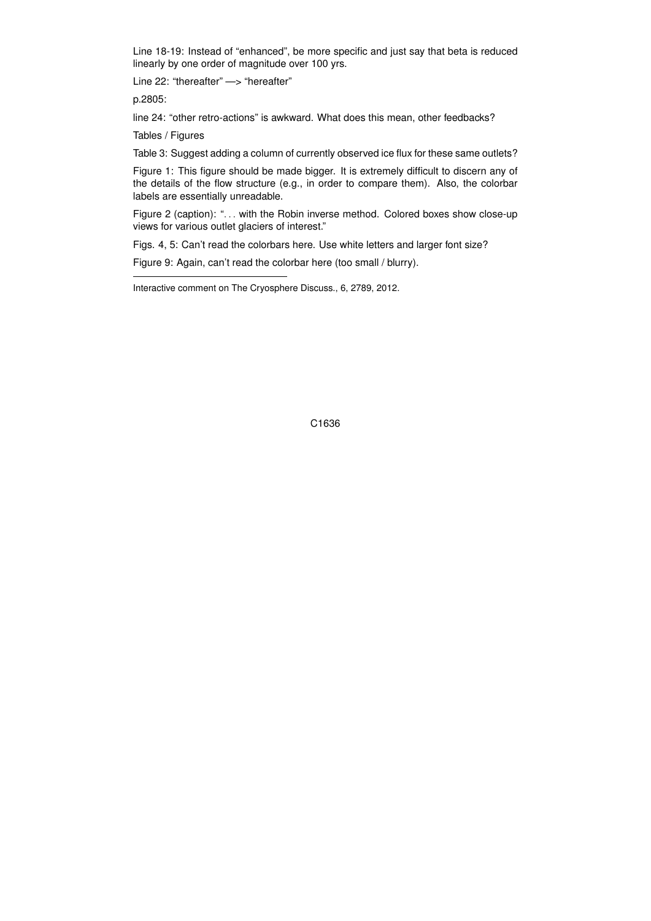Line 18-19: Instead of "enhanced", be more specific and just say that beta is reduced linearly by one order of magnitude over 100 yrs.

Line 22: "thereafter" —> "hereafter"

p.2805:

line 24: "other retro-actions" is awkward. What does this mean, other feedbacks?

Tables / Figures

Table 3: Suggest adding a column of currently observed ice flux for these same outlets?

Figure 1: This figure should be made bigger. It is extremely difficult to discern any of the details of the flow structure (e.g., in order to compare them). Also, the colorbar labels are essentially unreadable.

Figure 2 (caption): ". . . with the Robin inverse method. Colored boxes show close-up views for various outlet glaciers of interest."

Figs. 4, 5: Can't read the colorbars here. Use white letters and larger font size?

Figure 9: Again, can't read the colorbar here (too small / blurry).

---

Interactive comment on The Cryosphere Discuss., 6, 2789, 2012.